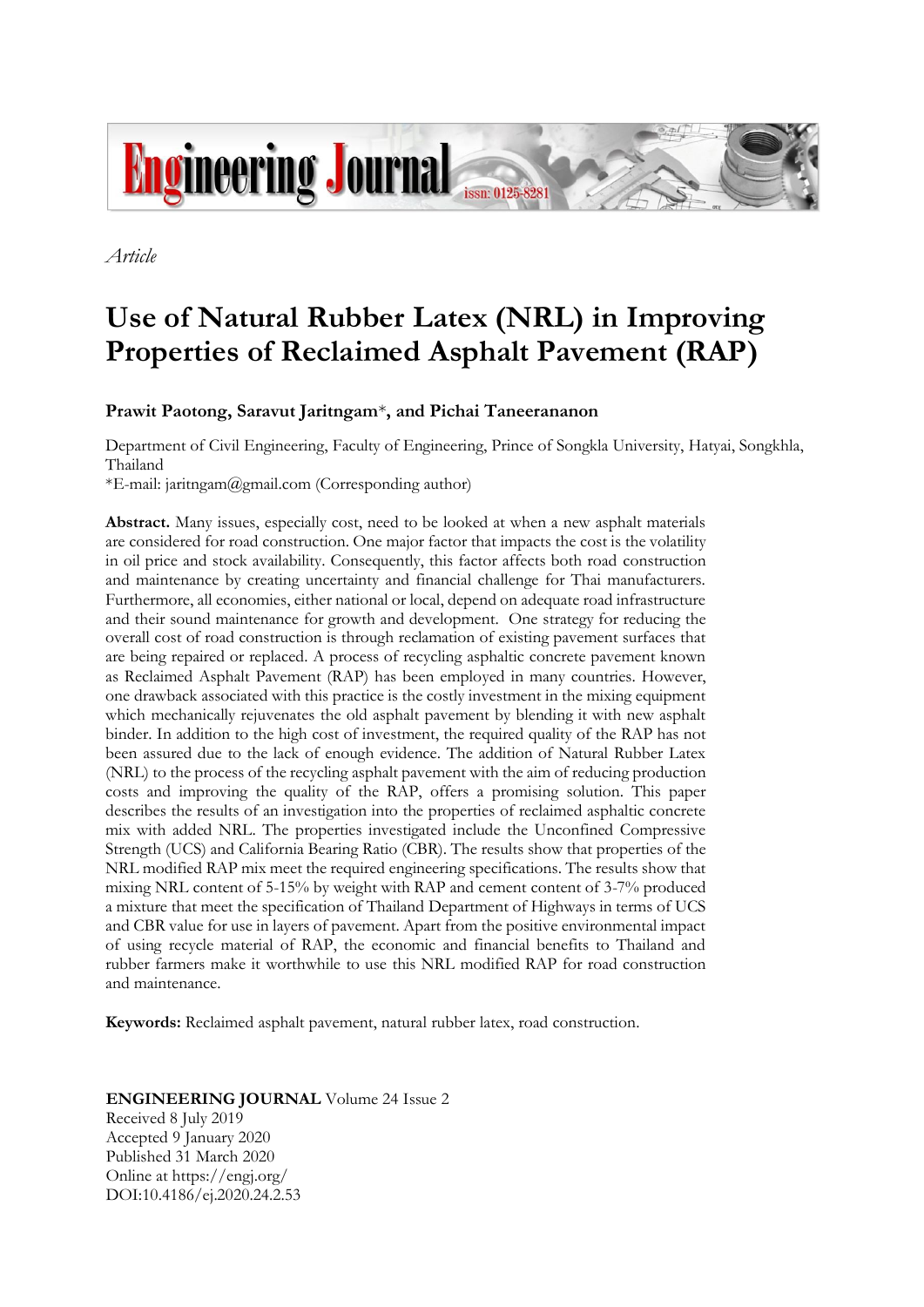*Article*

# Use of Natural Rubber Latex (NRL) in Improving Properties of Reclaimed Asphalt Pavement (RAP)

**Prawit Paotong, Saravut Jaritngam\*, and Pichai Taneerananon**

Department of Civil Engineering, Faculty of Engineering, Prince of Songkla University, Hatyai, Songkhla, Thailand

\*E-mail: jaritngam@gmail.com (Corresponding author)

**Abstract.** Many issues, especially cost, need to be looked at when a new asphalt materials are considered for road construction. One major factor that impacts the cost is the volatility in oil price and stock availability. Consequently, this factor affects both road construction and maintenance by creating uncertainty and financial challenge for Thai manufacturers. Furthermore, all economies, either national or local, depend on adequate road infrastructure and their sound maintenance for growth and development. One strategy for reducing the overall cost of road construction is through reclamation of existing pavement surfaces that are being repaired or replaced. A process of recycling asphaltic concrete pavement known as Reclaimed Asphalt Pavement (RAP) has been employed in many countries. However, one drawback associated with this practice is the costly investment in the mixing equipment which mechanically rejuvenates the old asphalt pavement by blending it with new asphalt binder. In addition to the high cost of investment, the required quality of the RAP has not been assured due to the lack of enough evidence. The addition of Natural Rubber Latex (NRL) to the process of the recycling asphalt pavement with the aim of reducing production costs and improving the quality of the RAP, offers a promising solution. This paper describes the results of an investigation into the properties of reclaimed asphaltic concrete mix with added NRL. The properties investigated include the Unconfined Compressive Strength (UCS) and California Bearing Ratio (CBR). The results show that properties of the NRL modified RAP mix meet the required engineering specifications. The results show that mixing NRL content of 5-15% by weight with RAP and cement content of 3-7% produced a mixture that meet the specification of Thailand Department of Highways in terms of UCS and CBR value for use in layers of pavement. Apart from the positive environmental impact of using recycle material of RAP, the economic and financial benefits to Thailand and rubber farmers make it worthwhile to use this NRL modified RAP for road construction and maintenance.

**Keywords:** Reclaimed asphalt pavement, natural rubber latex, road construction.

**ENGINEERING JOURNAL** Volume 24 Issue 2
Received 8 July 2019
Accepted 9 January 2020
Published 31 March 2020
Online at https://engj.org/
DOI:10.4186/ej.2020.24.2.53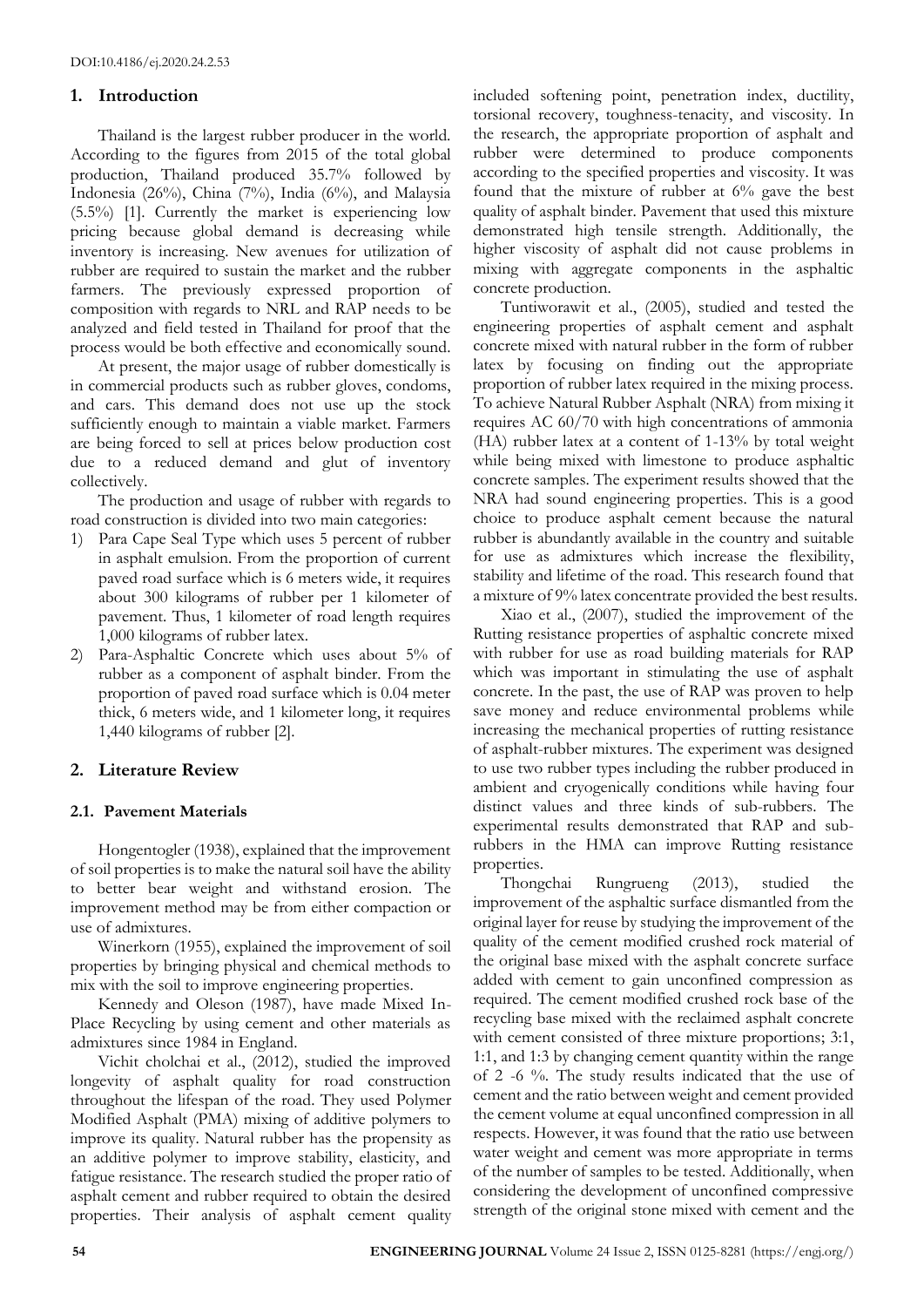## 1. Introduction

Thailand is the largest rubber producer in the world. According to the figures from 2015 of the total global production, Thailand produced 35.7% followed by Indonesia (26%), China (7%), India (6%), and Malaysia (5.5%) [1]. Currently the market is experiencing low pricing because global demand is decreasing while inventory is increasing. New avenues for utilization of rubber are required to sustain the market and the rubber farmers. The previously expressed proportion of composition with regards to NRL and RAP needs to be analyzed and field tested in Thailand for proof that the process would be both effective and economically sound.

At present, the major usage of rubber domestically is in commercial products such as rubber gloves, condoms, and cars. This demand does not use up the stock sufficiently enough to maintain a viable market. Farmers are being forced to sell at prices below production cost due to a reduced demand and glut of inventory collectively.

The production and usage of rubber with regards to road construction is divided into two main categories:

1) Para Cape Seal Type which uses 5 percent of rubber in asphalt emulsion. From the proportion of current paved road surface which is 6 meters wide, it requires about 300 kilograms of rubber per 1 kilometer of pavement. Thus, 1 kilometer of road length requires 1,000 kilograms of rubber latex.
2) Para-Asphaltic Concrete which uses about 5% of rubber as a component of asphalt binder. From the proportion of paved road surface which is 0.04 meter thick, 6 meters wide, and 1 kilometer long, it requires 1,440 kilograms of rubber [2].

## 2. Literature Review

### 2.1. Pavement Materials

Hongentogler (1938), explained that the improvement of soil properties is to make the natural soil have the ability to better bear weight and withstand erosion. The improvement method may be from either compaction or use of admixtures.

Winerkorn (1955), explained the improvement of soil properties by bringing physical and chemical methods to mix with the soil to improve engineering properties.

Kennedy and Oleson (1987), have made Mixed In-Place Recycling by using cement and other materials as admixtures since 1984 in England.

Vichit cholchai et al., (2012), studied the improved longevity of asphalt quality for road construction throughout the lifespan of the road. They used Polymer Modified Asphalt (PMA) mixing of additive polymers to improve its quality. Natural rubber has the propensity as an additive polymer to improve stability, elasticity, and fatigue resistance. The research studied the proper ratio of asphalt cement and rubber required to obtain the desired properties. Their analysis of asphalt cement quality included softening point, penetration index, ductility, torsional recovery, toughness-tenacity, and viscosity. In the research, the appropriate proportion of asphalt and rubber were determined to produce components according to the specified properties and viscosity. It was found that the mixture of rubber at 6% gave the best quality of asphalt binder. Pavement that used this mixture demonstrated high tensile strength. Additionally, the higher viscosity of asphalt did not cause problems in mixing with aggregate components in the asphaltic concrete production.

Tuntiworawit et al., (2005), studied and tested the engineering properties of asphalt cement and asphalt concrete mixed with natural rubber in the form of rubber latex by focusing on finding out the appropriate proportion of rubber latex required in the mixing process. To achieve Natural Rubber Asphalt (NRA) from mixing it requires AC 60/70 with high concentrations of ammonia (HA) rubber latex at a content of 1-13% by total weight while being mixed with limestone to produce asphaltic concrete samples. The experiment results showed that the NRA had sound engineering properties. This is a good choice to produce asphalt cement because the natural rubber is abundantly available in the country and suitable for use as admixtures which increase the flexibility, stability and lifetime of the road. This research found that a mixture of 9% latex concentrate provided the best results.

Xiao et al., (2007), studied the improvement of the Rutting resistance properties of asphaltic concrete mixed with rubber for use as road building materials for RAP which was important in stimulating the use of asphalt concrete. In the past, the use of RAP was proven to help save money and reduce environmental problems while increasing the mechanical properties of rutting resistance of asphalt-rubber mixtures. The experiment was designed to use two rubber types including the rubber produced in ambient and cryogenically conditions while having four distinct values and three kinds of sub-rubbers. The experimental results demonstrated that RAP and sub-rubbers in the HMA can improve Rutting resistance properties.

Thongchai Rungrueng (2013), studied the improvement of the asphaltic surface dismantled from the original layer for reuse by studying the improvement of the quality of the cement modified crushed rock material of the original base mixed with the asphalt concrete surface added with cement to gain unconfined compression as required. The cement modified crushed rock base of the recycling base mixed with the reclaimed asphalt concrete with cement consisted of three mixture proportions; 3:1, 1:1, and 1:3 by changing cement quantity within the range of 2 -6 %. The study results indicated that the use of cement and the ratio between weight and cement provided the cement volume at equal unconfined compression in all respects. However, it was found that the ratio use between water weight and cement was more appropriate in terms of the number of samples to be tested. Additionally, when considering the development of unconfined compressive strength of the original stone mixed with cement and the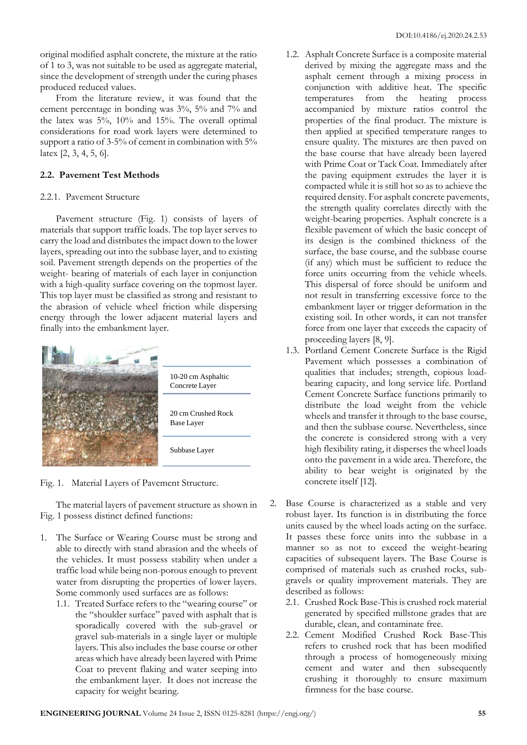original modified asphalt concrete, the mixture at the ratio of 1 to 3, was not suitable to be used as aggregate material, since the development of strength under the curing phases produced reduced values.

From the literature review, it was found that the cement percentage in bonding was 3%, 5% and 7% and the latex was 5%, 10% and 15%. The overall optimal considerations for road work layers were determined to support a ratio of 3-5% of cement in combination with 5% latex [2, 3, 4, 5, 6].

### 2.2. Pavement Test Methods

#### 2.2.1. Pavement Structure

Pavement structure (Fig. 1) consists of layers of materials that support traffic loads. The top layer serves to carry the load and distributes the impact down to the lower layers, spreading out into the subbase layer, and to existing soil. Pavement strength depends on the properties of the weight- bearing of materials of each layer in conjunction with a high-quality surface covering on the topmost layer. This top layer must be classified as strong and resistant to the abrasion of vehicle wheel friction while dispersing energy through the lower adjacent material layers and finally into the embankment layer.

10-20 cm Asphaltic Concrete Layer

20 cm Crushed Rock Base Layer

Subbase Layer

Fig. 1. Material Layers of Pavement Structure.

The material layers of pavement structure as shown in Fig. 1 possess distinct defined functions:

1. The Surface or Wearing Course must be strong and able to directly with stand abrasion and the wheels of the vehicles. It must possess stability when under a traffic load while being non-porous enough to prevent water from disrupting the properties of lower layers. Some commonly used surfaces are as follows:
   1.1. Treated Surface refers to the "wearing course" or the "shoulder surface" paved with asphalt that is sporadically covered with the sub-gravel or gravel sub-materials in a single layer or multiple layers. This also includes the base course or other areas which have already been layered with Prime Coat to prevent flaking and water seeping into the embankment layer. It does not increase the capacity for weight bearing.
   1.2. Asphalt Concrete Surface is a composite material derived by mixing the aggregate mass and the asphalt cement through a mixing process in conjunction with additive heat. The specific temperatures from the heating process accompanied by mixture ratios control the properties of the final product. The mixture is then applied at specified temperature ranges to ensure quality. The mixtures are then paved on the base course that have already been layered with Prime Coat or Tack Coat. Immediately after the paving equipment extrudes the layer it is compacted while it is still hot so as to achieve the required density. For asphalt concrete pavements, the strength quality correlates directly with the weight-bearing properties. Asphalt concrete is a flexible pavement of which the basic concept of its design is the combined thickness of the surface, the base course, and the subbase course (if any) which must be sufficient to reduce the force units occurring from the vehicle wheels. This dispersal of force should be uniform and not result in transferring excessive force to the embankment layer or trigger deformation in the existing soil. In other words, it can not transfer force from one layer that exceeds the capacity of proceeding layers [8, 9].
   1.3. Portland Cement Concrete Surface is the Rigid Pavement which possesses a combination of qualities that includes; strength, copious load-bearing capacity, and long service life. Portland Cement Concrete Surface functions primarily to distribute the load weight from the vehicle wheels and transfer it through to the base course, and then the subbase course. Nevertheless, since the concrete is considered strong with a very high flexibility rating, it disperses the wheel loads onto the pavement in a wide area. Therefore, the ability to bear weight is originated by the concrete itself [12].
2. Base Course is characterized as a stable and very robust layer. Its function is in distributing the force units caused by the wheel loads acting on the surface. It passes these force units into the subbase in a manner so as not to exceed the weight-bearing capacities of subsequent layers. The Base Course is comprised of materials such as crushed rocks, sub-gravels or quality improvement materials. They are described as follows:
   2.1. Crushed Rock Base-This is crushed rock material generated by specified millstone grades that are durable, clean, and contaminate free.
   2.2. Cement Modified Crushed Rock Base-This refers to crushed rock that has been modified through a process of homogeneously mixing cement and water and then subsequently crushing it thoroughly to ensure maximum firmness for the base course.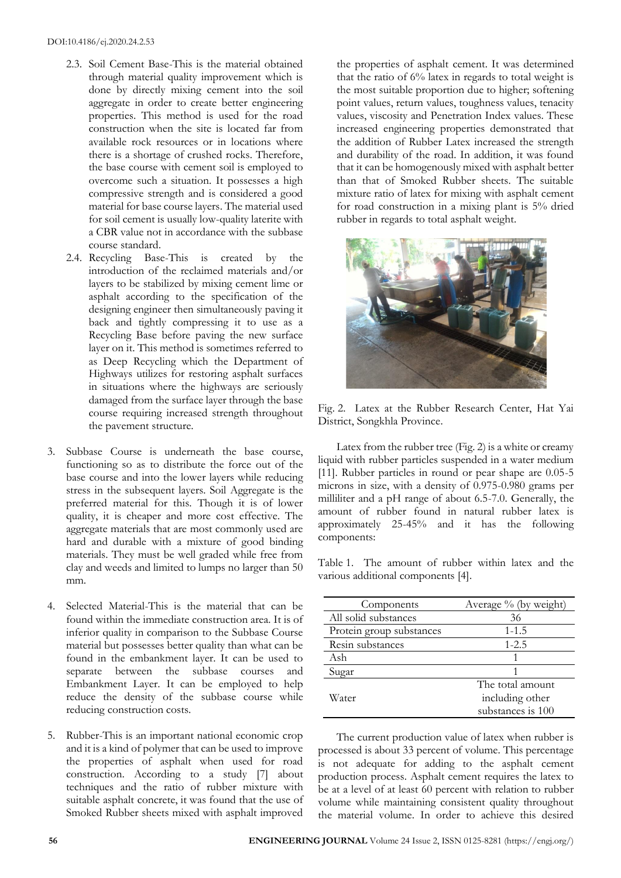2.3. Soil Cement Base-This is the material obtained through material quality improvement which is done by directly mixing cement into the soil aggregate in order to create better engineering properties. This method is used for the road construction when the site is located far from available rock resources or in locations where there is a shortage of crushed rocks. Therefore, the base course with cement soil is employed to overcome such a situation. It possesses a high compressive strength and is considered a good material for base course layers. The material used for soil cement is usually low-quality laterite with a CBR value not in accordance with the subbase course standard.

2.4. Recycling Base-This is created by the introduction of the reclaimed materials and/or layers to be stabilized by mixing cement lime or asphalt according to the specification of the designing engineer then simultaneously paving it back and tightly compressing it to use as a Recycling Base before paving the new surface layer on it. This method is sometimes referred to as Deep Recycling which the Department of Highways utilizes for restoring asphalt surfaces in situations where the highways are seriously damaged from the surface layer through the base course requiring increased strength throughout the pavement structure.

3. Subbase Course is underneath the base course, functioning so as to distribute the force out of the base course and into the lower layers while reducing stress in the subsequent layers. Soil Aggregate is the preferred material for this. Though it is of lower quality, it is cheaper and more cost effective. The aggregate materials that are most commonly used are hard and durable with a mixture of good binding materials. They must be well graded while free from clay and weeds and limited to lumps no larger than 50 mm.

4. Selected Material-This is the material that can be found within the immediate construction area. It is of inferior quality in comparison to the Subbase Course material but possesses better quality than what can be found in the embankment layer. It can be used to separate between the subbase courses and Embankment Layer. It can be employed to help reduce the density of the subbase course while reducing construction costs.

5. Rubber-This is an important national economic crop and it is a kind of polymer that can be used to improve the properties of asphalt when used for road construction. According to a study [7] about techniques and the ratio of rubber mixture with suitable asphalt concrete, it was found that the use of Smoked Rubber sheets mixed with asphalt improved the properties of asphalt cement. It was determined that the ratio of 6% latex in regards to total weight is the most suitable proportion due to higher; softening point values, return values, toughness values, tenacity values, viscosity and Penetration Index values. These increased engineering properties demonstrated that the addition of Rubber Latex increased the strength and durability of the road. In addition, it was found that it can be homogenously mixed with asphalt better than that of Smoked Rubber sheets. The suitable mixture ratio of latex for mixing with asphalt cement for road construction in a mixing plant is 5% dried rubber in regards to total asphalt weight.

Fig. 2. Latex at the Rubber Research Center, Hat Yai District, Songkhla Province.

Latex from the rubber tree (Fig. 2) is a white or creamy liquid with rubber particles suspended in a water medium [11]. Rubber particles in round or pear shape are 0.05-5 microns in size, with a density of 0.975-0.980 grams per milliliter and a pH range of about 6.5-7.0. Generally, the amount of rubber found in natural rubber latex is approximately 25-45% and it has the following components:

Table 1. The amount of rubber within latex and the various additional components [4].

| Components | Average % (by weight) |
|---|---|
| All solid substances | 36 |
| Protein group substances | 1-1.5 |
| Resin substances | 1-2.5 |
| Ash | 1 |
| Sugar | 1 |
| Water | The total amount including other substances is 100 |

The current production value of latex when rubber is processed is about 33 percent of volume. This percentage is not adequate for adding to the asphalt cement production process. Asphalt cement requires the latex to be at a level of at least 60 percent with relation to rubber volume while maintaining consistent quality throughout the material volume. In order to achieve this desired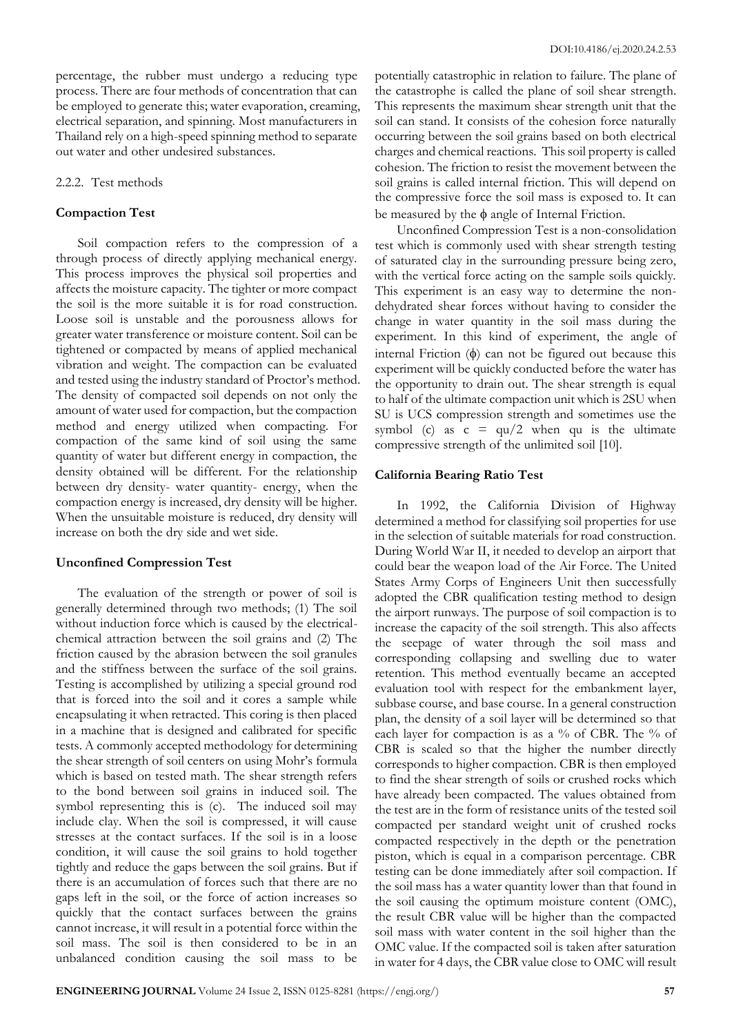percentage, the rubber must undergo a reducing type process. There are four methods of concentration that can be employed to generate this; water evaporation, creaming, electrical separation, and spinning. Most manufacturers in Thailand rely on a high-speed spinning method to separate out water and other undesired substances.

2.2.2. Test methods

**Compaction Test**

Soil compaction refers to the compression of a through process of directly applying mechanical energy. This process improves the physical soil properties and affects the moisture capacity. The tighter or more compact the soil is the more suitable it is for road construction. Loose soil is unstable and the porousness allows for greater water transference or moisture content. Soil can be tightened or compacted by means of applied mechanical vibration and weight. The compaction can be evaluated and tested using the industry standard of Proctor's method. The density of compacted soil depends on not only the amount of water used for compaction, but the compaction method and energy utilized when compacting. For compaction of the same kind of soil using the same quantity of water but different energy in compaction, the density obtained will be different. For the relationship between dry density- water quantity- energy, when the compaction energy is increased, dry density will be higher. When the unsuitable moisture is reduced, dry density will increase on both the dry side and wet side.

**Unconfined Compression Test**

The evaluation of the strength or power of soil is generally determined through two methods; (1) The soil without induction force which is caused by the electrical-chemical attraction between the soil grains and (2) The friction caused by the abrasion between the soil granules and the stiffness between the surface of the soil grains. Testing is accomplished by utilizing a special ground rod that is forced into the soil and it cores a sample while encapsulating it when retracted. This coring is then placed in a machine that is designed and calibrated for specific tests. A commonly accepted methodology for determining the shear strength of soil centers on using Mohr's formula which is based on tested math. The shear strength refers to the bond between soil grains in induced soil. The symbol representing this is (c). The induced soil may include clay. When the soil is compressed, it will cause stresses at the contact surfaces. If the soil is in a loose condition, it will cause the soil grains to hold together tightly and reduce the gaps between the soil grains. But if there is an accumulation of forces such that there are no gaps left in the soil, or the force of action increases so quickly that the contact surfaces between the grains cannot increase, it will result in a potential force within the soil mass. The soil is then considered to be in an unbalanced condition causing the soil mass to be potentially catastrophic in relation to failure. The plane of the catastrophe is called the plane of soil shear strength. This represents the maximum shear strength unit that the soil can stand. It consists of the cohesion force naturally occurring between the soil grains based on both electrical charges and chemical reactions. This soil property is called cohesion. The friction to resist the movement between the soil grains is called internal friction. This will depend on the compressive force the soil mass is exposed to. It can be measured by the $\phi$ angle of Internal Friction.

Unconfined Compression Test is a non-consolidation test which is commonly used with shear strength testing of saturated clay in the surrounding pressure being zero, with the vertical force acting on the sample soils quickly. This experiment is an easy way to determine the non-dehydrated shear forces without having to consider the change in water quantity in the soil mass during the experiment. In this kind of experiment, the angle of internal Friction ($\phi$) can not be figured out because this experiment will be quickly conducted before the water has the opportunity to drain out. The shear strength is equal to half of the ultimate compaction unit which is 2SU when SU is UCS compression strength and sometimes use the symbol (c) as $c = qu/2$ when qu is the ultimate compressive strength of the unlimited soil [10].

**California Bearing Ratio Test**

In 1992, the California Division of Highway determined a method for classifying soil properties for use in the selection of suitable materials for road construction. During World War II, it needed to develop an airport that could bear the weapon load of the Air Force. The United States Army Corps of Engineers Unit then successfully adopted the CBR qualification testing method to design the airport runways. The purpose of soil compaction is to increase the capacity of the soil strength. This also affects the seepage of water through the soil mass and corresponding collapsing and swelling due to water retention. This method eventually became an accepted evaluation tool with respect for the embankment layer, subbase course, and base course. In a general construction plan, the density of a soil layer will be determined so that each layer for compaction is as a % of CBR. The % of CBR is scaled so that the higher the number directly corresponds to higher compaction. CBR is then employed to find the shear strength of soils or crushed rocks which have already been compacted. The values obtained from the test are in the form of resistance units of the tested soil compacted per standard weight unit of crushed rocks compacted respectively in the depth or the penetration piston, which is equal in a comparison percentage. CBR testing can be done immediately after soil compaction. If the soil mass has a water quantity lower than that found in the soil causing the optimum moisture content (OMC), the result CBR value will be higher than the compacted soil mass with water content in the soil higher than the OMC value. If the compacted soil is taken after saturation in water for 4 days, the CBR value close to OMC will result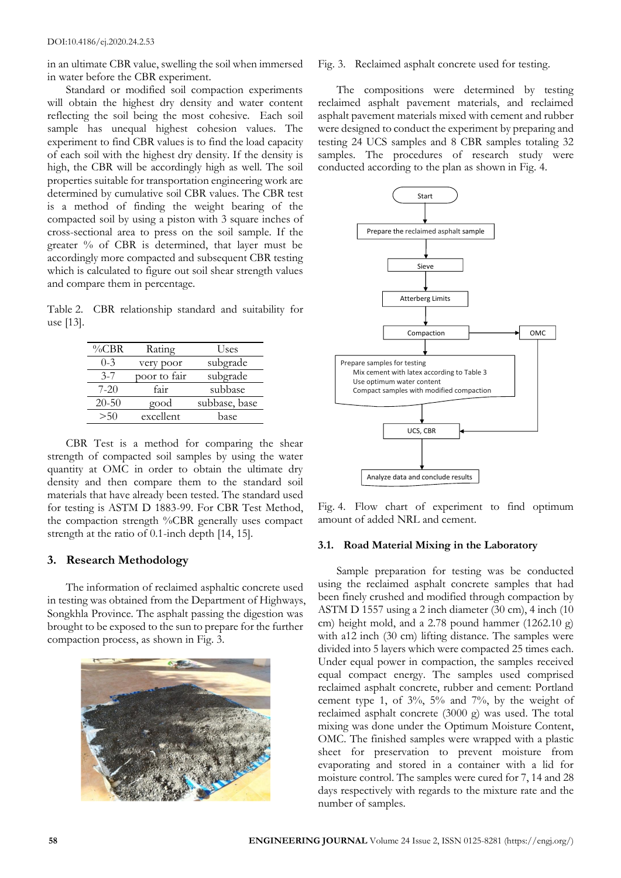in an ultimate CBR value, swelling the soil when immersed in water before the CBR experiment.

Standard or modified soil compaction experiments will obtain the highest dry density and water content reflecting the soil being the most cohesive. Each soil sample has unequal highest cohesion values. The experiment to find CBR values is to find the load capacity of each soil with the highest dry density. If the density is high, the CBR will be accordingly high as well. The soil properties suitable for transportation engineering work are determined by cumulative soil CBR values. The CBR test is a method of finding the weight bearing of the compacted soil by using a piston with 3 square inches of cross-sectional area to press on the soil sample. If the greater % of CBR is determined, that layer must be accordingly more compacted and subsequent CBR testing which is calculated to figure out soil shear strength values and compare them in percentage.

Table 2. CBR relationship standard and suitability for use [13].

| %CBR | Rating | Uses |
|---|---|---|
| 0-3 | very poor | subgrade |
| 3-7 | poor to fair | subgrade |
| 7-20 | fair | subbase |
| 20-50 | good | subbase, base |
| >50 | excellent | base |

CBR Test is a method for comparing the shear strength of compacted soil samples by using the water quantity at OMC in order to obtain the ultimate dry density and then compare them to the standard soil materials that have already been tested. The standard used for testing is ASTM D 1883-99. For CBR Test Method, the compaction strength %CBR generally uses compact strength at the ratio of 0.1-inch depth [14, 15].

## 3. Research Methodology

The information of reclaimed asphaltic concrete used in testing was obtained from the Department of Highways, Songkhla Province. The asphalt passing the digestion was brought to be exposed to the sun to prepare for the further compaction process, as shown in Fig. 3.

Fig. 3. Reclaimed asphalt concrete used for testing.

The compositions were determined by testing reclaimed asphalt pavement materials, and reclaimed asphalt pavement materials mixed with cement and rubber were designed to conduct the experiment by preparing and testing 24 UCS samples and 8 CBR samples totaling 32 samples. The procedures of research study were conducted according to the plan as shown in Fig. 4.

Start → Prepare the reclaimed asphalt sample → Sieve → Atterberg Limits → Compaction (→ OMC) → Prepare samples for testing: Mix cement with latex according to Table 3; Use optimum water content; Compact samples with modified compaction → UCS, CBR → Analyze data and conclude results

Fig. 4. Flow chart of experiment to find optimum amount of added NRL and cement.

### 3.1. Road Material Mixing in the Laboratory

Sample preparation for testing was be conducted using the reclaimed asphalt concrete samples that had been finely crushed and modified through compaction by ASTM D 1557 using a 2 inch diameter (30 cm), 4 inch (10 cm) height mold, and a 2.78 pound hammer (1262.10 g) with a12 inch (30 cm) lifting distance. The samples were divided into 5 layers which were compacted 25 times each. Under equal power in compaction, the samples received equal compact energy. The samples used comprised reclaimed asphalt concrete, rubber and cement: Portland cement type 1, of 3%, 5% and 7%, by the weight of reclaimed asphalt concrete (3000 g) was used. The total mixing was done under the Optimum Moisture Content, OMC. The finished samples were wrapped with a plastic sheet for preservation to prevent moisture from evaporating and stored in a container with a lid for moisture control. The samples were cured for 7, 14 and 28 days respectively with regards to the mixture rate and the number of samples.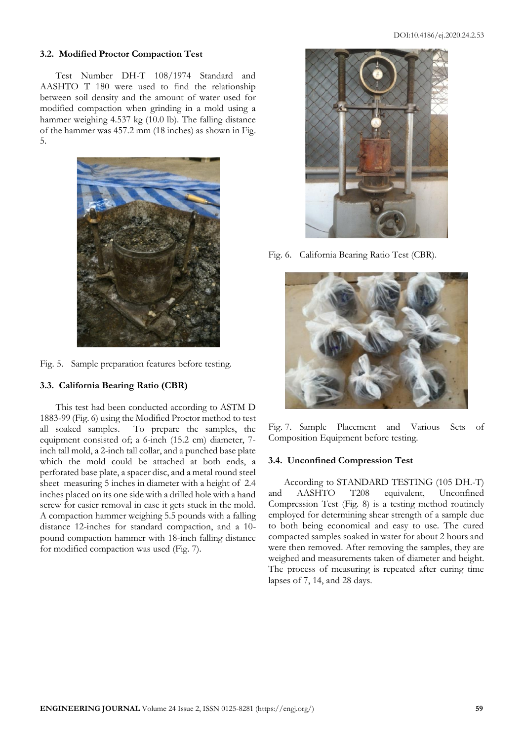### 3.2. Modified Proctor Compaction Test

Test Number DH-T 108/1974 Standard and AASHTO T 180 were used to find the relationship between soil density and the amount of water used for modified compaction when grinding in a mold using a hammer weighing 4.537 kg (10.0 lb). The falling distance of the hammer was 457.2 mm (18 inches) as shown in Fig. 5.

Fig. 5. Sample preparation features before testing.

### 3.3. California Bearing Ratio (CBR)

This test had been conducted according to ASTM D 1883-99 (Fig. 6) using the Modified Proctor method to test all soaked samples. To prepare the samples, the equipment consisted of; a 6-inch (15.2 cm) diameter, 7-inch tall mold, a 2-inch tall collar, and a punched base plate which the mold could be attached at both ends, a perforated base plate, a spacer disc, and a metal round steel sheet measuring 5 inches in diameter with a height of 2.4 inches placed on its one side with a drilled hole with a hand screw for easier removal in case it gets stuck in the mold. A compaction hammer weighing 5.5 pounds with a falling distance 12-inches for standard compaction, and a 10-pound compaction hammer with 18-inch falling distance for modified compaction was used (Fig. 7).

Fig. 6. California Bearing Ratio Test (CBR).

Fig. 7. Sample Placement and Various Sets of Composition Equipment before testing.

### 3.4. Unconfined Compression Test

According to STANDARD TESTING (105 DH.-T) and AASHTO T208 equivalent, Unconfined Compression Test (Fig. 8) is a testing method routinely employed for determining shear strength of a sample due to both being economical and easy to use. The cured compacted samples soaked in water for about 2 hours and were then removed. After removing the samples, they are weighed and measurements taken of diameter and height. The process of measuring is repeated after curing time lapses of 7, 14, and 28 days.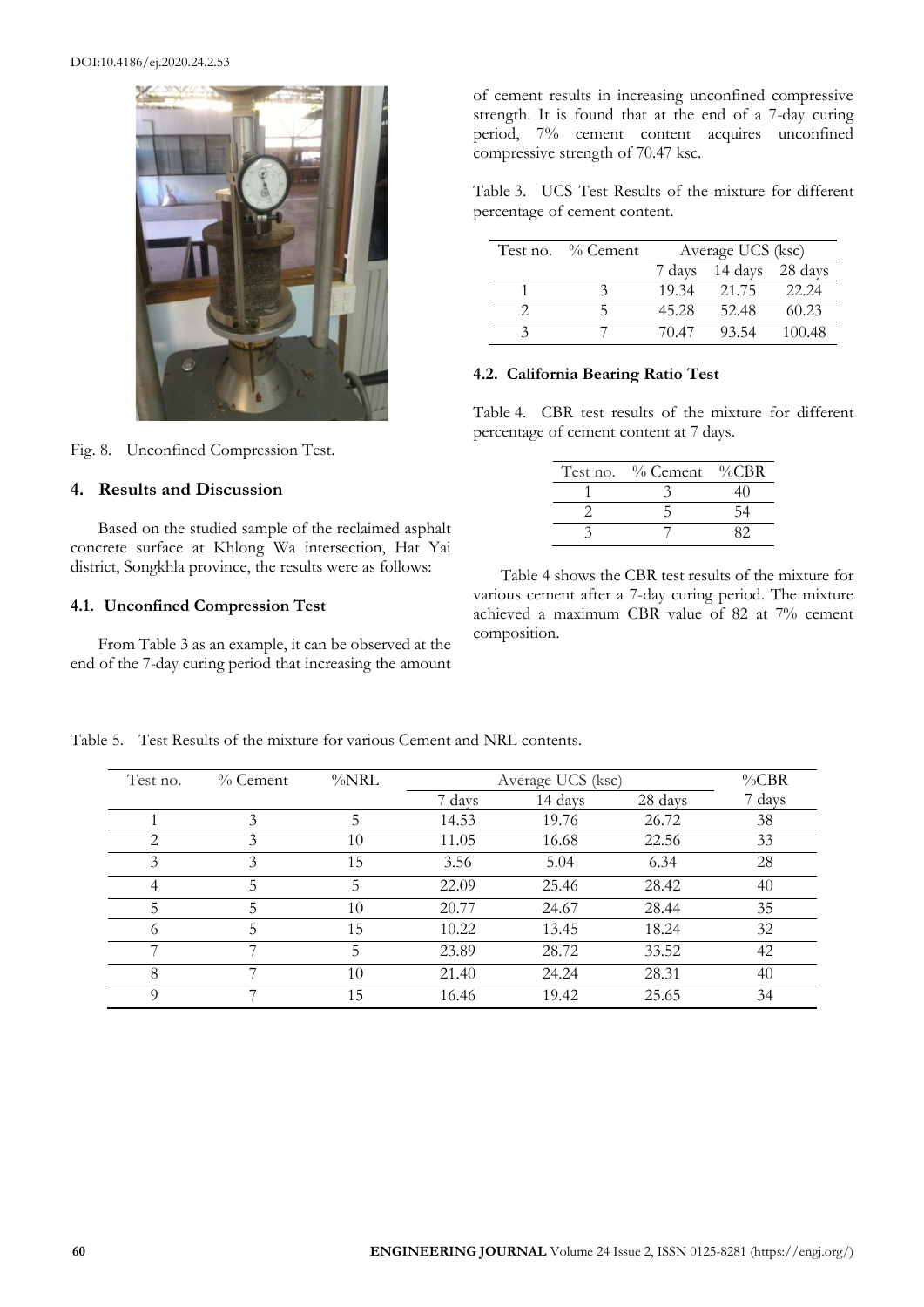Fig. 8. Unconfined Compression Test.

## 4. Results and Discussion

Based on the studied sample of the reclaimed asphalt concrete surface at Khlong Wa intersection, Hat Yai district, Songkhla province, the results were as follows:

### 4.1. Unconfined Compression Test

From Table 3 as an example, it can be observed at the end of the 7-day curing period that increasing the amount of cement results in increasing unconfined compressive strength. It is found that at the end of a 7-day curing period, 7% cement content acquires unconfined compressive strength of 70.47 ksc.

Table 3. UCS Test Results of the mixture for different percentage of cement content.

| Test no. | % Cement | Average UCS (ksc) | | |
|---|---|---|---|---|
| | | 7 days | 14 days | 28 days |
| 1 | 3 | 19.34 | 21.75 | 22.24 |
| 2 | 5 | 45.28 | 52.48 | 60.23 |
| 3 | 7 | 70.47 | 93.54 | 100.48 |

### 4.2. California Bearing Ratio Test

Table 4. CBR test results of the mixture for different percentage of cement content at 7 days.

| Test no. | % Cement | %CBR |
|---|---|---|
| 1 | 3 | 40 |
| 2 | 5 | 54 |
| 3 | 7 | 82 |

Table 4 shows the CBR test results of the mixture for various cement after a 7-day curing period. The mixture achieved a maximum CBR value of 82 at 7% cement composition.

Table 5. Test Results of the mixture for various Cement and NRL contents.

| Test no. | % Cement | %NRL | Average UCS (ksc) | | | %CBR |
|---|---|---|---|---|---|---|
| | | | 7 days | 14 days | 28 days | 7 days |
| 1 | 3 | 5 | 14.53 | 19.76 | 26.72 | 38 |
| 2 | 3 | 10 | 11.05 | 16.68 | 22.56 | 33 |
| 3 | 3 | 15 | 3.56 | 5.04 | 6.34 | 28 |
| 4 | 5 | 5 | 22.09 | 25.46 | 28.42 | 40 |
| 5 | 5 | 10 | 20.77 | 24.67 | 28.44 | 35 |
| 6 | 5 | 15 | 10.22 | 13.45 | 18.24 | 32 |
| 7 | 7 | 5 | 23.89 | 28.72 | 33.52 | 42 |
| 8 | 7 | 10 | 21.40 | 24.24 | 28.31 | 40 |
| 9 | 7 | 15 | 16.46 | 19.42 | 25.65 | 34 |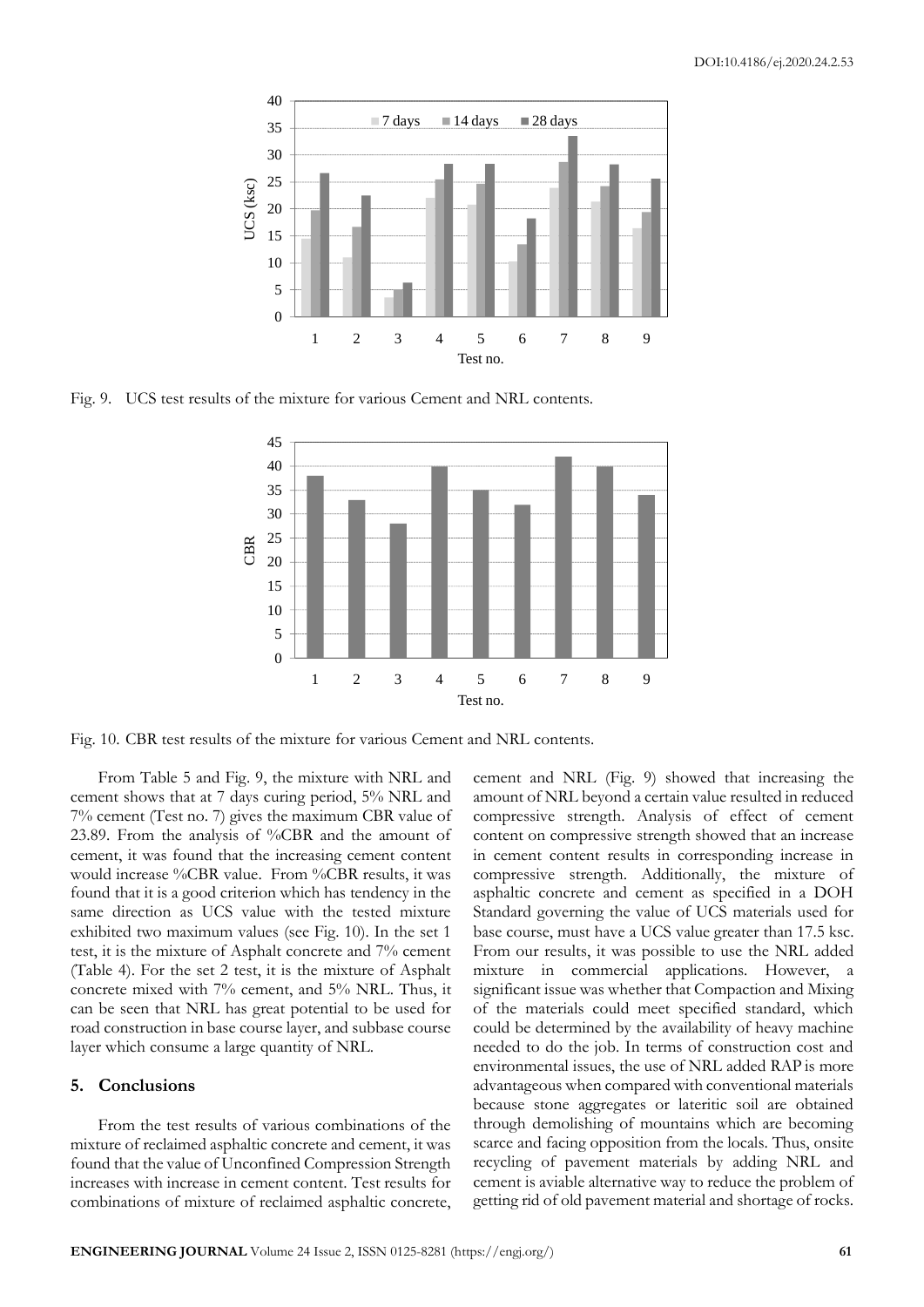Fig. 9. UCS test results of the mixture for various Cement and NRL contents.

Fig. 10. CBR test results of the mixture for various Cement and NRL contents.

From Table 5 and Fig. 9, the mixture with NRL and cement shows that at 7 days curing period, 5% NRL and 7% cement (Test no. 7) gives the maximum CBR value of 23.89. From the analysis of %CBR and the amount of cement, it was found that the increasing cement content would increase %CBR value. From %CBR results, it was found that it is a good criterion which has tendency in the same direction as UCS value with the tested mixture exhibited two maximum values (see Fig. 10). In the set 1 test, it is the mixture of Asphalt concrete and 7% cement (Table 4). For the set 2 test, it is the mixture of Asphalt concrete mixed with 7% cement, and 5% NRL. Thus, it can be seen that NRL has great potential to be used for road construction in base course layer, and subbase course layer which consume a large quantity of NRL.

## 5. Conclusions

From the test results of various combinations of the mixture of reclaimed asphaltic concrete and cement, it was found that the value of Unconfined Compression Strength increases with increase in cement content. Test results for combinations of mixture of reclaimed asphaltic concrete, cement and NRL (Fig. 9) showed that increasing the amount of NRL beyond a certain value resulted in reduced compressive strength. Analysis of effect of cement content on compressive strength showed that an increase in cement content results in corresponding increase in compressive strength. Additionally, the mixture of asphaltic concrete and cement as specified in a DOH Standard governing the value of UCS materials used for base course, must have a UCS value greater than 17.5 ksc. From our results, it was possible to use the NRL added mixture in commercial applications. However, a significant issue was whether that Compaction and Mixing of the materials could meet specified standard, which could be determined by the availability of heavy machine needed to do the job. In terms of construction cost and environmental issues, the use of NRL added RAP is more advantageous when compared with conventional materials because stone aggregates or lateritic soil are obtained through demolishing of mountains which are becoming scarce and facing opposition from the locals. Thus, onsite recycling of pavement materials by adding NRL and cement is aviable alternative way to reduce the problem of getting rid of old pavement material and shortage of rocks.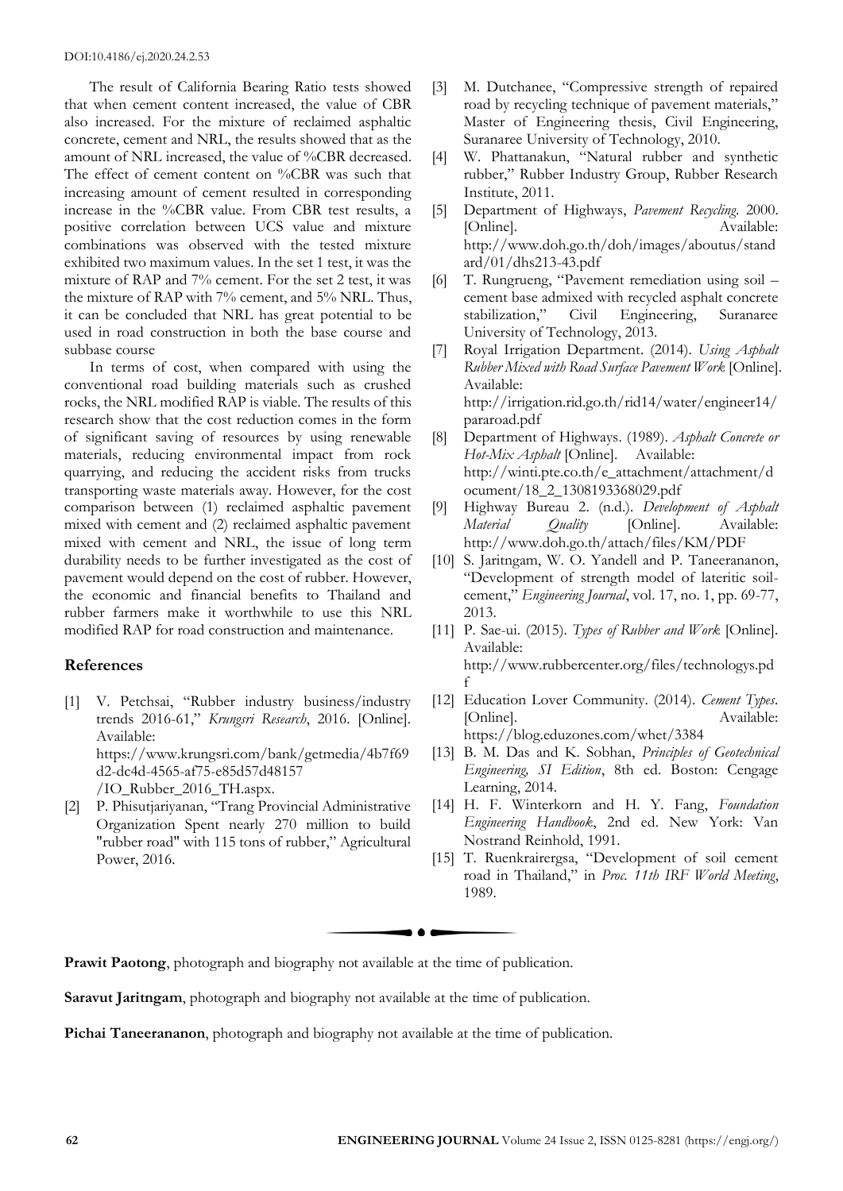The result of California Bearing Ratio tests showed that when cement content increased, the value of CBR also increased. For the mixture of reclaimed asphaltic concrete, cement and NRL, the results showed that as the amount of NRL increased, the value of %CBR decreased. The effect of cement content on %CBR was such that increasing amount of cement resulted in corresponding increase in the %CBR value. From CBR test results, a positive correlation between UCS value and mixture combinations was observed with the tested mixture exhibited two maximum values. In the set 1 test, it was the mixture of RAP and 7% cement. For the set 2 test, it was the mixture of RAP with 7% cement, and 5% NRL. Thus, it can be concluded that NRL has great potential to be used in road construction in both the base course and subbase course

In terms of cost, when compared with using the conventional road building materials such as crushed rocks, the NRL modified RAP is viable. The results of this research show that the cost reduction comes in the form of significant saving of resources by using renewable materials, reducing environmental impact from rock quarrying, and reducing the accident risks from trucks transporting waste materials away. However, for the cost comparison between (1) reclaimed asphaltic pavement mixed with cement and (2) reclaimed asphaltic pavement mixed with cement and NRL, the issue of long term durability needs to be further investigated as the cost of pavement would depend on the cost of rubber. However, the economic and financial benefits to Thailand and rubber farmers make it worthwhile to use this NRL modified RAP for road construction and maintenance.

## References

[1] V. Petchsai, "Rubber industry business/industry trends 2016-61," *Krungsri Research*, 2016. [Online]. Available: https://www.krungsri.com/bank/getmedia/4b7f69d2-dc4d-4565-af75-e85d57d48157/IO_Rubber_2016_TH.aspx.

[2] P. Phisutjariyanan, "Trang Provincial Administrative Organization Spent nearly 270 million to build "rubber road" with 115 tons of rubber," Agricultural Power, 2016.

[3] M. Dutchanee, "Compressive strength of repaired road by recycling technique of pavement materials," Master of Engineering thesis, Civil Engineering, Suranaree University of Technology, 2010.

[4] W. Phattanakun, "Natural rubber and synthetic rubber," Rubber Industry Group, Rubber Research Institute, 2011.

[5] Department of Highways, *Pavement Recycling*. 2000. [Online]. Available: http://www.doh.go.th/doh/images/aboutus/standard/01/dhs213-43.pdf

[6] T. Rungrueng, "Pavement remediation using soil – cement base admixed with recycled asphalt concrete stabilization," Civil Engineering, Suranaree University of Technology, 2013.

[7] Royal Irrigation Department. (2014). *Using Asphalt Rubber Mixed with Road Surface Pavement Work* [Online]. Available: http://irrigation.rid.go.th/rid14/water/engineer14/pararoad.pdf

[8] Department of Highways. (1989). *Asphalt Concrete or Hot-Mix Asphalt* [Online]. Available: http://winti.pte.co.th/e_attachment/attachment/document/18_2_1308193368029.pdf

[9] Highway Bureau 2. (n.d.). *Development of Asphalt Material Quality* [Online]. Available: http://www.doh.go.th/attach/files/KM/PDF

[10] S. Jaritngam, W. O. Yandell and P. Taneerananon, "Development of strength model of lateritic soil-cement," *Engineering Journal*, vol. 17, no. 1, pp. 69-77, 2013.

[11] P. Sae-ui. (2015). *Types of Rubber and Work* [Online]. Available: http://www.rubbercenter.org/files/technologys.pdf

[12] Education Lover Community. (2014). *Cement Types*. [Online]. Available: https://blog.eduzones.com/whet/3384

[13] B. M. Das and K. Sobhan, *Principles of Geotechnical Engineering, SI Edition*, 8th ed. Boston: Cengage Learning, 2014.

[14] H. F. Winterkorn and H. Y. Fang, *Foundation Engineering Handbook*, 2nd ed. New York: Van Nostrand Reinhold, 1991.

[15] T. Ruenkrairergsa, "Development of soil cement road in Thailand," in *Proc. 11th IRF World Meeting*, 1989.

**Prawit Paotong**, photograph and biography not available at the time of publication.

**Saravut Jaritngam**, photograph and biography not available at the time of publication.

**Pichai Taneerananon**, photograph and biography not available at the time of publication.